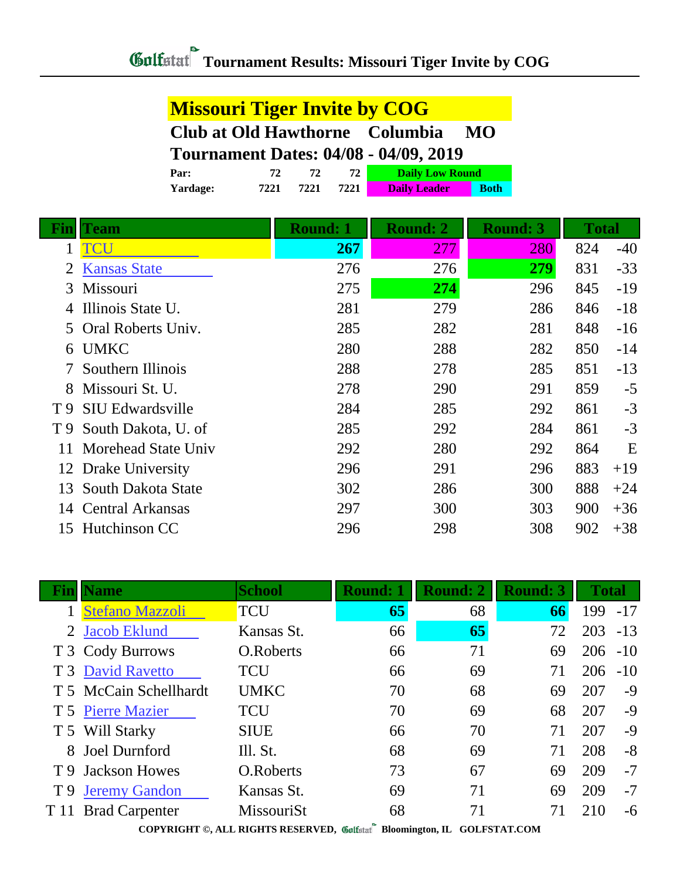# Tournament Results: Missouri Tiger Invite by COG

## Missouri Tiger Invite by COG

**Club at Old Hawthorne Columbia MO**

**Tournament Dates: 04/08 - 04/09, 2019**

| | | | | |
|---|---|---|---|---|
| **Par:** | 72 | 72 | 72 | Daily Low Round |
| **Yardage:** | 7221 | 7221 | 7221 | Daily Leader / Both |

| Fin | Team | Round: 1 | Round: 2 | Round: 3 | Total | |
|---|---|---|---|---|---|---|
| 1 | TCU | **267** | 277 | 280 | 824 | -40 |
| 2 | Kansas State | 276 | 276 | **279** | 831 | -33 |
| 3 | Missouri | 275 | **274** | 296 | 845 | -19 |
| 4 | Illinois State U. | 281 | 279 | 286 | 846 | -18 |
| 5 | Oral Roberts Univ. | 285 | 282 | 281 | 848 | -16 |
| 6 | UMKC | 280 | 288 | 282 | 850 | -14 |
| 7 | Southern Illinois | 288 | 278 | 285 | 851 | -13 |
| 8 | Missouri St. U. | 278 | 290 | 291 | 859 | -5 |
| T 9 | SIU Edwardsville | 284 | 285 | 292 | 861 | -3 |
| T 9 | South Dakota, U. of | 285 | 292 | 284 | 861 | -3 |
| 11 | Morehead State Univ | 292 | 280 | 292 | 864 | E |
| 12 | Drake University | 296 | 291 | 296 | 883 | +19 |
| 13 | South Dakota State | 302 | 286 | 300 | 888 | +24 |
| 14 | Central Arkansas | 297 | 300 | 303 | 900 | +36 |
| 15 | Hutchinson CC | 296 | 298 | 308 | 902 | +38 |

| Fin | Name | School | Round: 1 | Round: 2 | Round: 3 | Total | |
|---|---|---|---|---|---|---|---|
| 1 | Stefano Mazzoli | TCU | **65** | 68 | **66** | 199 | -17 |
| 2 | Jacob Eklund | Kansas St. | 66 | **65** | 72 | 203 | -13 |
| T 3 | Cody Burrows | O.Roberts | 66 | 71 | 69 | 206 | -10 |
| T 3 | David Ravetto | TCU | 66 | 69 | 71 | 206 | -10 |
| T 5 | McCain Schellhardt | UMKC | 70 | 68 | 69 | 207 | -9 |
| T 5 | Pierre Mazier | TCU | 70 | 69 | 68 | 207 | -9 |
| T 5 | Will Starky | SIUE | 66 | 70 | 71 | 207 | -9 |
| 8 | Joel Durnford | Ill. St. | 68 | 69 | 71 | 208 | -8 |
| T 9 | Jackson Howes | O.Roberts | 73 | 67 | 69 | 209 | -7 |
| T 9 | Jeremy Gandon | Kansas St. | 69 | 71 | 69 | 209 | -7 |
| T 11 | Brad Carpenter | MissouriSt | 68 | 71 | 71 | 210 | -6 |

COPYRIGHT ©, ALL RIGHTS RESERVED, Golfstat Bloomington, IL GOLFSTAT.COM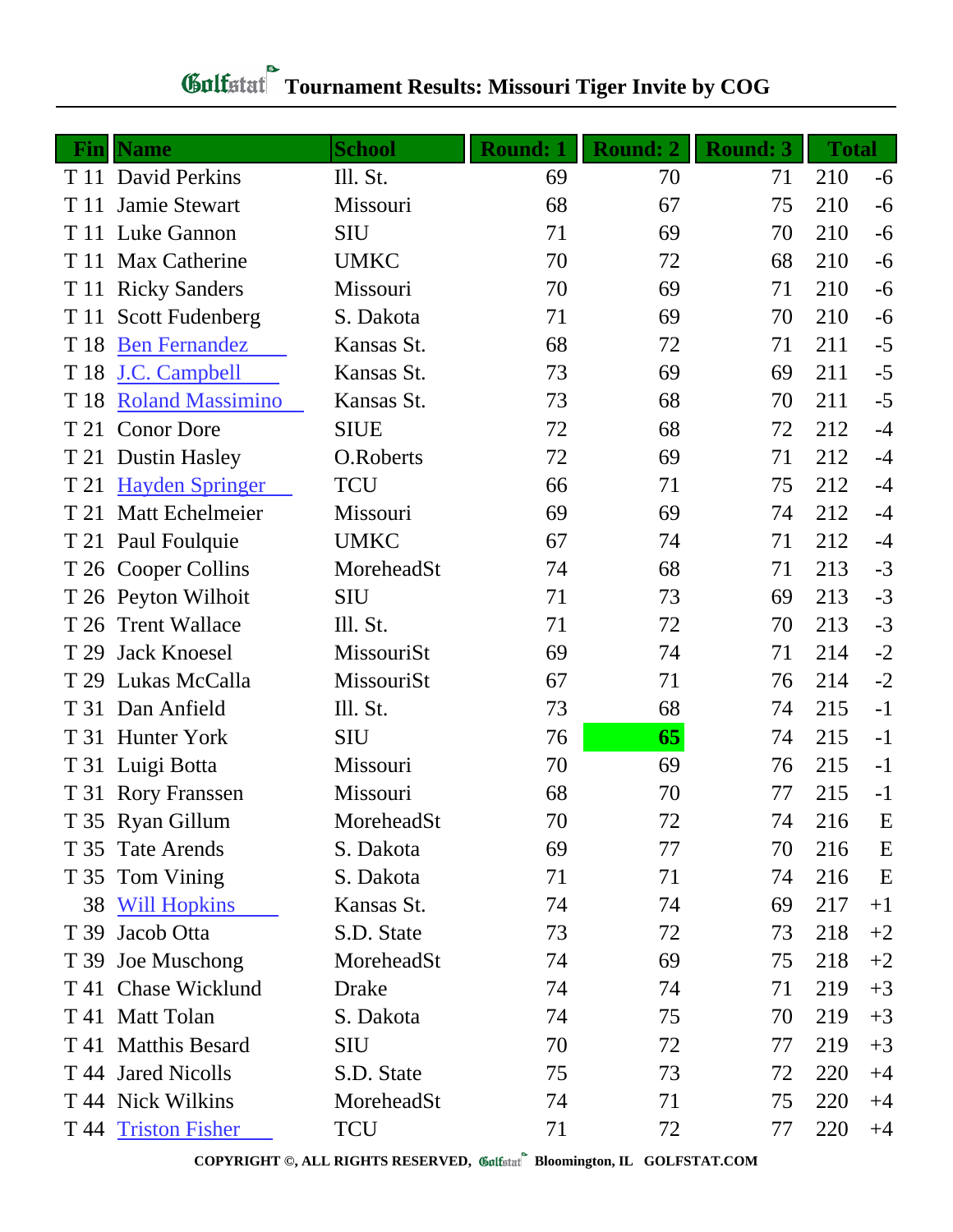# Golfstat Tournament Results: Missouri Tiger Invite by COG

| Fin | Name | School | Round: 1 | Round: 2 | Round: 3 | Total | |
|---|---|---|---|---|---|---|---|
| T 11 | David Perkins | Ill. St. | 69 | 70 | 71 | 210 | -6 |
| T 11 | Jamie Stewart | Missouri | 68 | 67 | 75 | 210 | -6 |
| T 11 | Luke Gannon | SIU | 71 | 69 | 70 | 210 | -6 |
| T 11 | Max Catherine | UMKC | 70 | 72 | 68 | 210 | -6 |
| T 11 | Ricky Sanders | Missouri | 70 | 69 | 71 | 210 | -6 |
| T 11 | Scott Fudenberg | S. Dakota | 71 | 69 | 70 | 210 | -6 |
| T 18 | Ben Fernandez | Kansas St. | 68 | 72 | 71 | 211 | -5 |
| T 18 | J.C. Campbell | Kansas St. | 73 | 69 | 69 | 211 | -5 |
| T 18 | Roland Massimino | Kansas St. | 73 | 68 | 70 | 211 | -5 |
| T 21 | Conor Dore | SIUE | 72 | 68 | 72 | 212 | -4 |
| T 21 | Dustin Hasley | O.Roberts | 72 | 69 | 71 | 212 | -4 |
| T 21 | Hayden Springer | TCU | 66 | 71 | 75 | 212 | -4 |
| T 21 | Matt Echelmeier | Missouri | 69 | 69 | 74 | 212 | -4 |
| T 21 | Paul Foulquie | UMKC | 67 | 74 | 71 | 212 | -4 |
| T 26 | Cooper Collins | MoreheadSt | 74 | 68 | 71 | 213 | -3 |
| T 26 | Peyton Wilhoit | SIU | 71 | 73 | 69 | 213 | -3 |
| T 26 | Trent Wallace | Ill. St. | 71 | 72 | 70 | 213 | -3 |
| T 29 | Jack Knoesel | MissouriSt | 69 | 74 | 71 | 214 | -2 |
| T 29 | Lukas McCalla | MissouriSt | 67 | 71 | 76 | 214 | -2 |
| T 31 | Dan Anfield | Ill. St. | 73 | 68 | 74 | 215 | -1 |
| T 31 | Hunter York | SIU | 76 | **65** | 74 | 215 | -1 |
| T 31 | Luigi Botta | Missouri | 70 | 69 | 76 | 215 | -1 |
| T 31 | Rory Franssen | Missouri | 68 | 70 | 77 | 215 | -1 |
| T 35 | Ryan Gillum | MoreheadSt | 70 | 72 | 74 | 216 | E |
| T 35 | Tate Arends | S. Dakota | 69 | 77 | 70 | 216 | E |
| T 35 | Tom Vining | S. Dakota | 71 | 71 | 74 | 216 | E |
| 38 | Will Hopkins | Kansas St. | 74 | 74 | 69 | 217 | +1 |
| T 39 | Jacob Otta | S.D. State | 73 | 72 | 73 | 218 | +2 |
| T 39 | Joe Muschong | MoreheadSt | 74 | 69 | 75 | 218 | +2 |
| T 41 | Chase Wicklund | Drake | 74 | 74 | 71 | 219 | +3 |
| T 41 | Matt Tolan | S. Dakota | 74 | 75 | 70 | 219 | +3 |
| T 41 | Matthis Besard | SIU | 70 | 72 | 77 | 219 | +3 |
| T 44 | Jared Nicolls | S.D. State | 75 | 73 | 72 | 220 | +4 |
| T 44 | Nick Wilkins | MoreheadSt | 74 | 71 | 75 | 220 | +4 |
| T 44 | Triston Fisher | TCU | 71 | 72 | 77 | 220 | +4 |

COPYRIGHT ©, ALL RIGHTS RESERVED, Golfstat Bloomington, IL GOLFSTAT.COM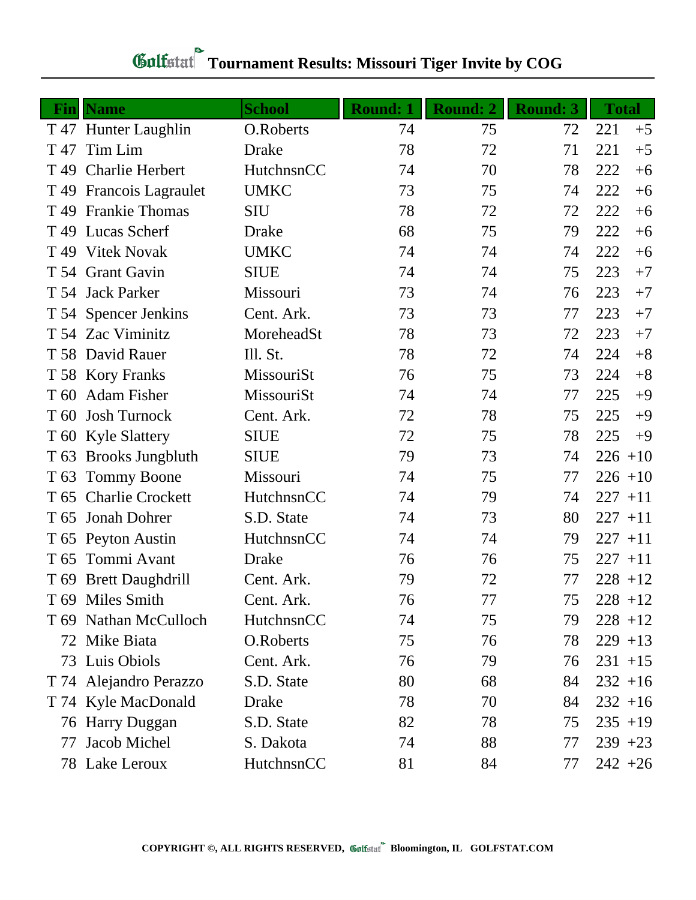# Golfstat Tournament Results: Missouri Tiger Invite by COG

| Fin | Name | School | Round: 1 | Round: 2 | Round: 3 | Total | |
|---|---|---|---|---|---|---|---|
| T 47 | Hunter Laughlin | O.Roberts | 74 | 75 | 72 | 221 | +5 |
| T 47 | Tim Lim | Drake | 78 | 72 | 71 | 221 | +5 |
| T 49 | Charlie Herbert | HutchnsnCC | 74 | 70 | 78 | 222 | +6 |
| T 49 | Francois Lagraulet | UMKC | 73 | 75 | 74 | 222 | +6 |
| T 49 | Frankie Thomas | SIU | 78 | 72 | 72 | 222 | +6 |
| T 49 | Lucas Scherf | Drake | 68 | 75 | 79 | 222 | +6 |
| T 49 | Vitek Novak | UMKC | 74 | 74 | 74 | 222 | +6 |
| T 54 | Grant Gavin | SIUE | 74 | 74 | 75 | 223 | +7 |
| T 54 | Jack Parker | Missouri | 73 | 74 | 76 | 223 | +7 |
| T 54 | Spencer Jenkins | Cent. Ark. | 73 | 73 | 77 | 223 | +7 |
| T 54 | Zac Viminitz | MoreheadSt | 78 | 73 | 72 | 223 | +7 |
| T 58 | David Rauer | Ill. St. | 78 | 72 | 74 | 224 | +8 |
| T 58 | Kory Franks | MissouriSt | 76 | 75 | 73 | 224 | +8 |
| T 60 | Adam Fisher | MissouriSt | 74 | 74 | 77 | 225 | +9 |
| T 60 | Josh Turnock | Cent. Ark. | 72 | 78 | 75 | 225 | +9 |
| T 60 | Kyle Slattery | SIUE | 72 | 75 | 78 | 225 | +9 |
| T 63 | Brooks Jungbluth | SIUE | 79 | 73 | 74 | 226 | +10 |
| T 63 | Tommy Boone | Missouri | 74 | 75 | 77 | 226 | +10 |
| T 65 | Charlie Crockett | HutchnsnCC | 74 | 79 | 74 | 227 | +11 |
| T 65 | Jonah Dohrer | S.D. State | 74 | 73 | 80 | 227 | +11 |
| T 65 | Peyton Austin | HutchnsnCC | 74 | 74 | 79 | 227 | +11 |
| T 65 | Tommi Avant | Drake | 76 | 76 | 75 | 227 | +11 |
| T 69 | Brett Daughdrill | Cent. Ark. | 79 | 72 | 77 | 228 | +12 |
| T 69 | Miles Smith | Cent. Ark. | 76 | 77 | 75 | 228 | +12 |
| T 69 | Nathan McCulloch | HutchnsnCC | 74 | 75 | 79 | 228 | +12 |
| 72 | Mike Biata | O.Roberts | 75 | 76 | 78 | 229 | +13 |
| 73 | Luis Obiols | Cent. Ark. | 76 | 79 | 76 | 231 | +15 |
| T 74 | Alejandro Perazzo | S.D. State | 80 | 68 | 84 | 232 | +16 |
| T 74 | Kyle MacDonald | Drake | 78 | 70 | 84 | 232 | +16 |
| 76 | Harry Duggan | S.D. State | 82 | 78 | 75 | 235 | +19 |
| 77 | Jacob Michel | S. Dakota | 74 | 88 | 77 | 239 | +23 |
| 78 | Lake Leroux | HutchnsnCC | 81 | 84 | 77 | 242 | +26 |

COPYRIGHT ©, ALL RIGHTS RESERVED, Golfstat Bloomington, IL GOLFSTAT.COM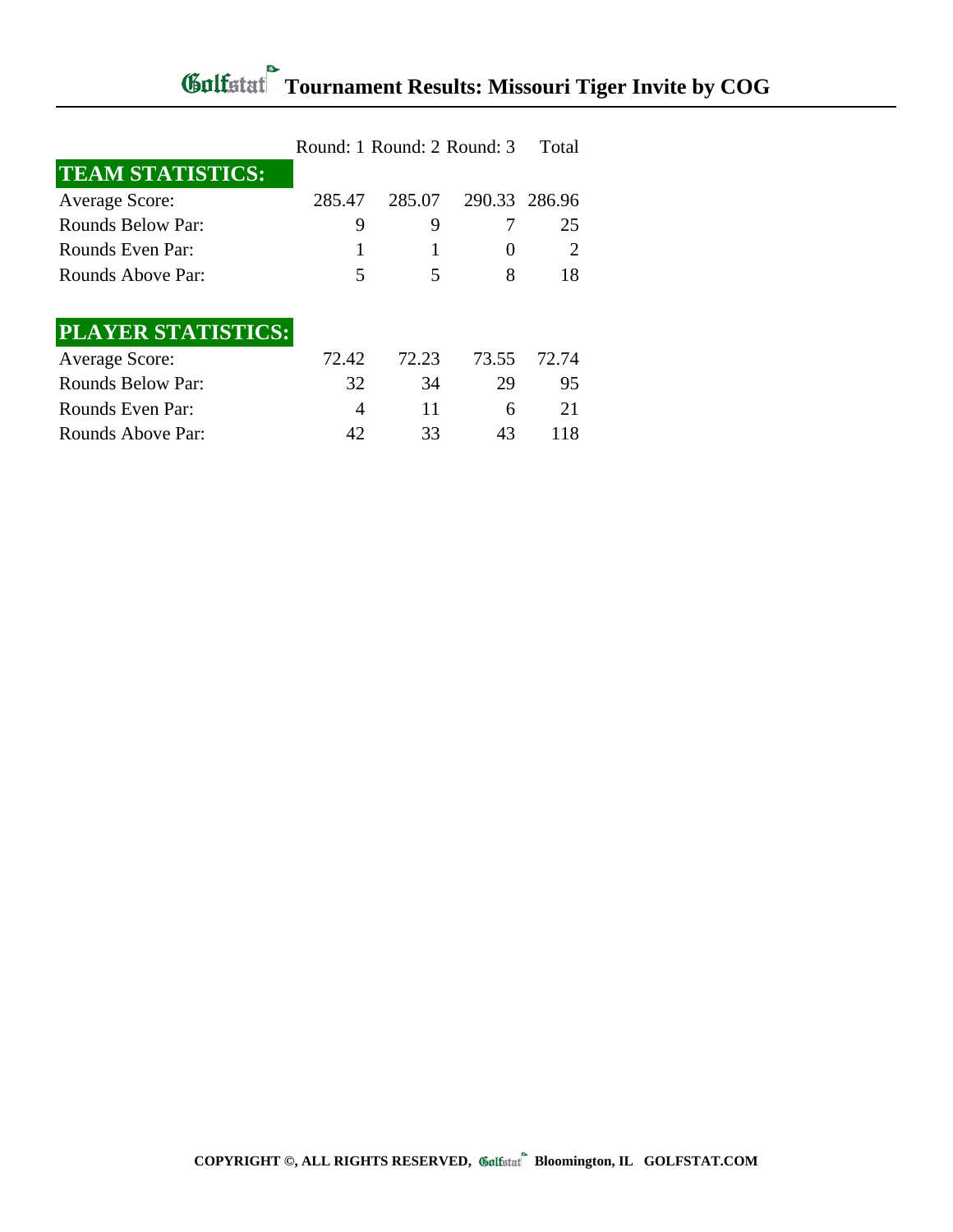# Tournament Results: Missouri Tiger Invite by COG

| | Round: 1 | Round: 2 | Round: 3 | Total |
|---|---|---|---|---|
| **TEAM STATISTICS:** | | | | |
| Average Score: | 285.47 | 285.07 | 290.33 | 286.96 |
| Rounds Below Par: | 9 | 9 | 7 | 25 |
| Rounds Even Par: | 1 | 1 | 0 | 2 |
| Rounds Above Par: | 5 | 5 | 8 | 18 |
| **PLAYER STATISTICS:** | | | | |
| Average Score: | 72.42 | 72.23 | 73.55 | 72.74 |
| Rounds Below Par: | 32 | 34 | 29 | 95 |
| Rounds Even Par: | 4 | 11 | 6 | 21 |
| Rounds Above Par: | 42 | 33 | 43 | 118 |

**COPYRIGHT ©, ALL RIGHTS RESERVED, Golfstat Bloomington, IL GOLFSTAT.COM**